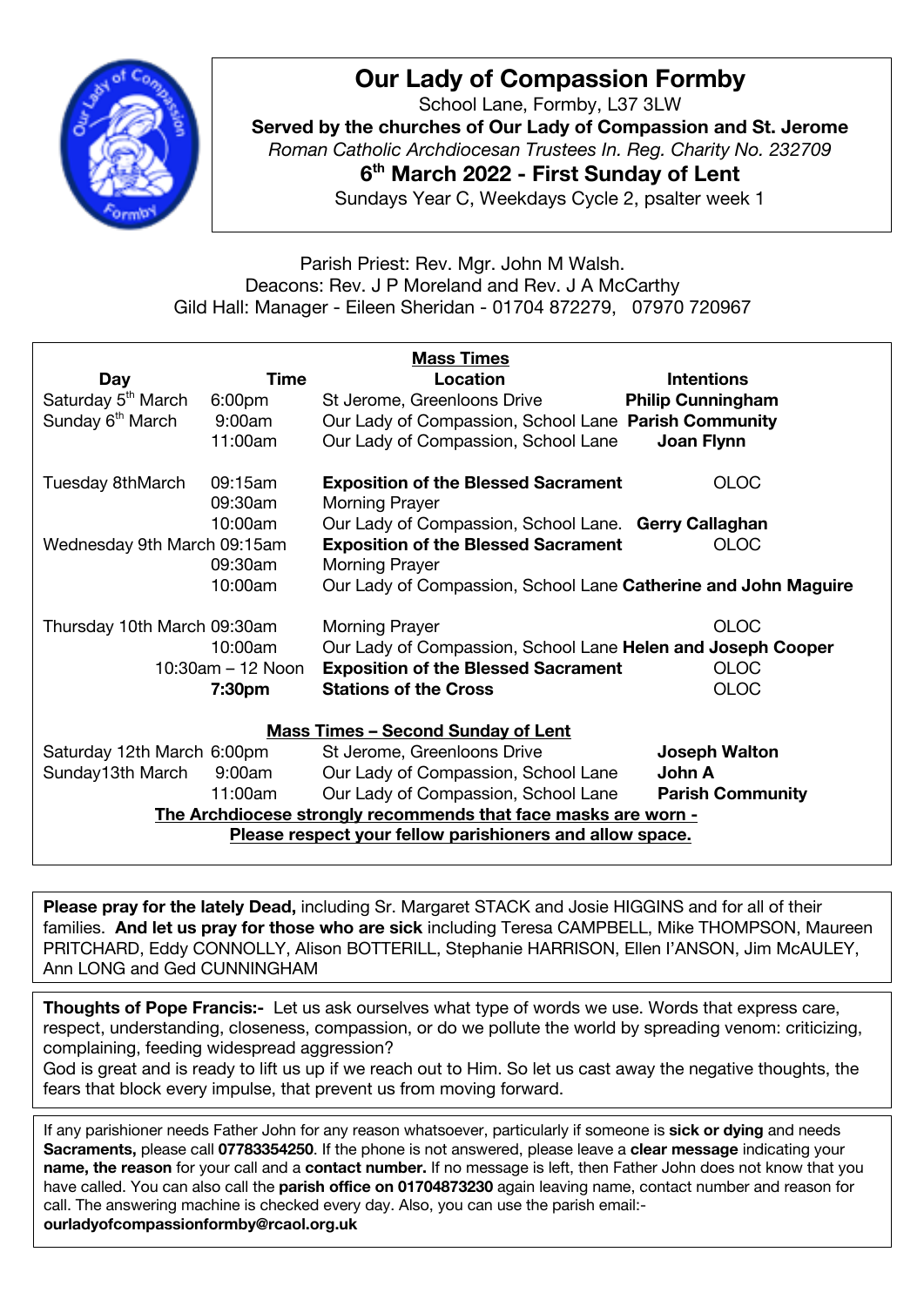# Our Lady of Compassion Formby

School Lane, Formby, L37 3LW

**Served by the churches of Our Lady of Compassion and St. Jerome**

*Roman Catholic Archdiocesan Trustees In. Reg. Charity No. 232709*

**6th March 2022 - First Sunday of Lent**

Sundays Year C, Weekdays Cycle 2, psalter week 1

Parish Priest: Rev. Mgr. John M Walsh.
Deacons: Rev. J P Moreland and Rev. J A McCarthy
Gild Hall: Manager - Eileen Sheridan - 01704 872279, 07970 720967

**Mass Times**

| Day | Time | Location | Intentions |
|---|---|---|---|
| Saturday 5th March | 6:00pm | St Jerome, Greenloons Drive | **Philip Cunningham** |
| Sunday 6th March | 9:00am | Our Lady of Compassion, School Lane | **Parish Community** |
| | 11:00am | Our Lady of Compassion, School Lane | **Joan Flynn** |
| Tuesday 8thMarch | 09:15am | **Exposition of the Blessed Sacrament** | OLOC |
| | 09:30am | Morning Prayer | |
| | 10:00am | Our Lady of Compassion, School Lane. | **Gerry Callaghan** |
| Wednesday 9th March | 09:15am | **Exposition of the Blessed Sacrament** | OLOC |
| | 09:30am | Morning Prayer | |
| | 10:00am | Our Lady of Compassion, School Lane | **Catherine and John Maguire** |
| Thursday 10th March | 09:30am | Morning Prayer | OLOC |
| | 10:00am | Our Lady of Compassion, School Lane | **Helen and Joseph Cooper** |
| | 10:30am – 12 Noon | **Exposition of the Blessed Sacrament** | OLOC |
| | **7:30pm** | **Stations of the Cross** | OLOC |

**Mass Times – Second Sunday of Lent**

| Day | Time | Location | Intentions |
|---|---|---|---|
| Saturday 12th March | 6:00pm | St Jerome, Greenloons Drive | **Joseph Walton** |
| Sunday13th March | 9:00am | Our Lady of Compassion, School Lane | **John A** |
| | 11:00am | Our Lady of Compassion, School Lane | **Parish Community** |

**The Archdiocese strongly recommends that face masks are worn -**
**Please respect your fellow parishioners and allow space.**

**Please pray for the lately Dead,** including Sr. Margaret STACK and Josie HIGGINS and for all of their families. **And let us pray for those who are sick** including Teresa CAMPBELL, Mike THOMPSON, Maureen PRITCHARD, Eddy CONNOLLY, Alison BOTTERILL, Stephanie HARRISON, Ellen I'ANSON, Jim McAULEY, Ann LONG and Ged CUNNINGHAM

**Thoughts of Pope Francis:-** Let us ask ourselves what type of words we use. Words that express care, respect, understanding, closeness, compassion, or do we pollute the world by spreading venom: criticizing, complaining, feeding widespread aggression?
God is great and is ready to lift us up if we reach out to Him. So let us cast away the negative thoughts, the fears that block every impulse, that prevent us from moving forward.

If any parishioner needs Father John for any reason whatsoever, particularly if someone is **sick or dying** and needs **Sacraments,** please call **07783354250**. If the phone is not answered, please leave a **clear message** indicating your **name, the reason** for your call and a **contact number.** If no message is left, then Father John does not know that you have called. You can also call the **parish office on 01704873230** again leaving name, contact number and reason for call. The answering machine is checked every day. Also, you can use the parish email:- **ourladyofcompassionformby@rcaol.org.uk**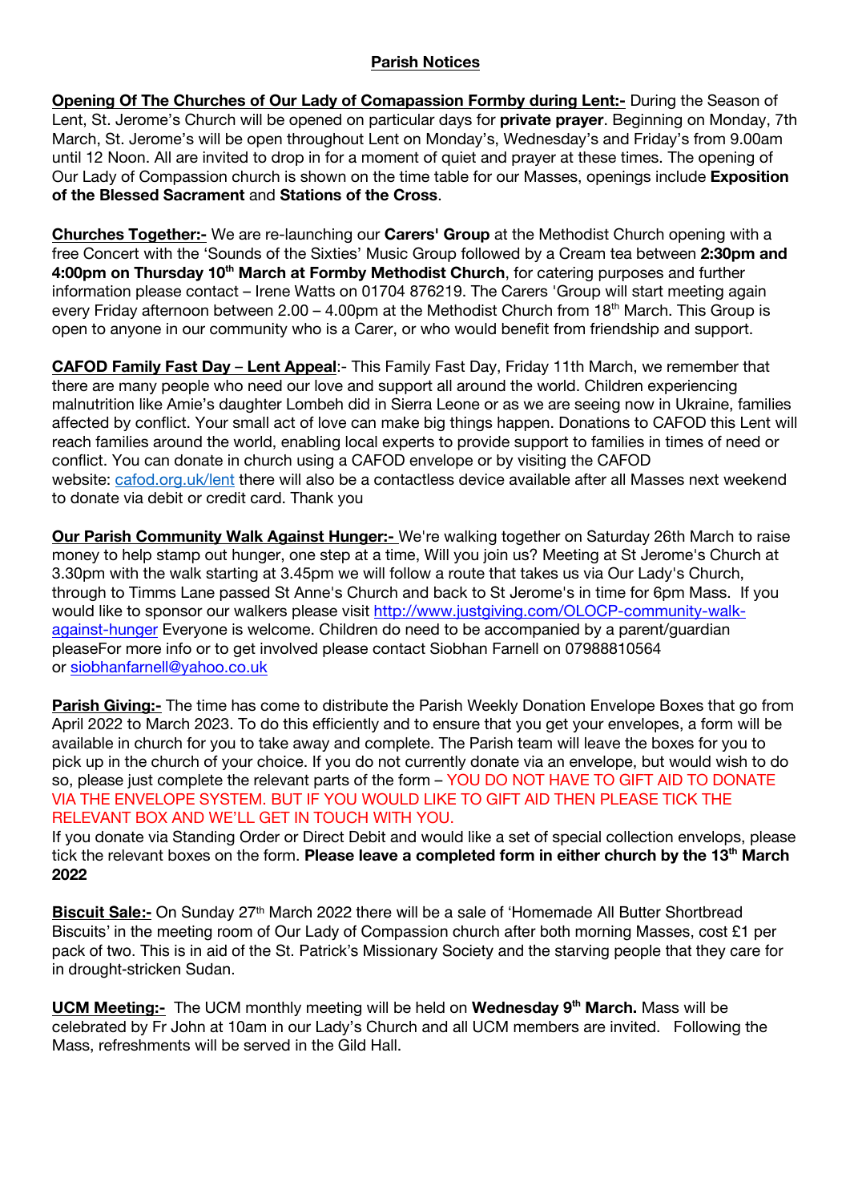# Parish Notices

**Opening Of The Churches of Our Lady of Comapassion Formby during Lent:-** During the Season of Lent, St. Jerome's Church will be opened on particular days for **private prayer**. Beginning on Monday, 7th March, St. Jerome's will be open throughout Lent on Monday's, Wednesday's and Friday's from 9.00am until 12 Noon. All are invited to drop in for a moment of quiet and prayer at these times. The opening of Our Lady of Compassion church is shown on the time table for our Masses, openings include **Exposition of the Blessed Sacrament** and **Stations of the Cross**.

**Churches Together:-** We are re-launching our **Carers' Group** at the Methodist Church opening with a free Concert with the 'Sounds of the Sixties' Music Group followed by a Cream tea between **2:30pm and 4:00pm on Thursday 10th March at Formby Methodist Church**, for catering purposes and further information please contact – Irene Watts on 01704 876219. The Carers 'Group will start meeting again every Friday afternoon between 2.00 – 4.00pm at the Methodist Church from 18th March. This Group is open to anyone in our community who is a Carer, or who would benefit from friendship and support.

**CAFOD Family Fast Day – Lent Appeal**:- This Family Fast Day, Friday 11th March, we remember that there are many people who need our love and support all around the world. Children experiencing malnutrition like Amie's daughter Lombeh did in Sierra Leone or as we are seeing now in Ukraine, families affected by conflict. Your small act of love can make big things happen. Donations to CAFOD this Lent will reach families around the world, enabling local experts to provide support to families in times of need or conflict. You can donate in church using a CAFOD envelope or by visiting the CAFOD website: cafod.org.uk/lent there will also be a contactless device available after all Masses next weekend to donate via debit or credit card. Thank you

**Our Parish Community Walk Against Hunger:-** We're walking together on Saturday 26th March to raise money to help stamp out hunger, one step at a time, Will you join us? Meeting at St Jerome's Church at 3.30pm with the walk starting at 3.45pm we will follow a route that takes us via Our Lady's Church, through to Timms Lane passed St Anne's Church and back to St Jerome's in time for 6pm Mass. If you would like to sponsor our walkers please visit http://www.justgiving.com/OLOCP-community-walk-against-hunger Everyone is welcome. Children do need to be accompanied by a parent/guardian pleaseFor more info or to get involved please contact Siobhan Farnell on 07988810564 or siobhanfarnell@yahoo.co.uk

**Parish Giving:-** The time has come to distribute the Parish Weekly Donation Envelope Boxes that go from April 2022 to March 2023. To do this efficiently and to ensure that you get your envelopes, a form will be available in church for you to take away and complete. The Parish team will leave the boxes for you to pick up in the church of your choice. If you do not currently donate via an envelope, but would wish to do so, please just complete the relevant parts of the form – YOU DO NOT HAVE TO GIFT AID TO DONATE VIA THE ENVELOPE SYSTEM. BUT IF YOU WOULD LIKE TO GIFT AID THEN PLEASE TICK THE RELEVANT BOX AND WE'LL GET IN TOUCH WITH YOU.
If you donate via Standing Order or Direct Debit and would like a set of special collection envelops, please tick the relevant boxes on the form. **Please leave a completed form in either church by the 13th March 2022**

**Biscuit Sale:-** On Sunday 27th March 2022 there will be a sale of 'Homemade All Butter Shortbread Biscuits' in the meeting room of Our Lady of Compassion church after both morning Masses, cost £1 per pack of two. This is in aid of the St. Patrick's Missionary Society and the starving people that they care for in drought-stricken Sudan.

**UCM Meeting:-** The UCM monthly meeting will be held on **Wednesday 9th March.** Mass will be celebrated by Fr John at 10am in our Lady's Church and all UCM members are invited. Following the Mass, refreshments will be served in the Gild Hall.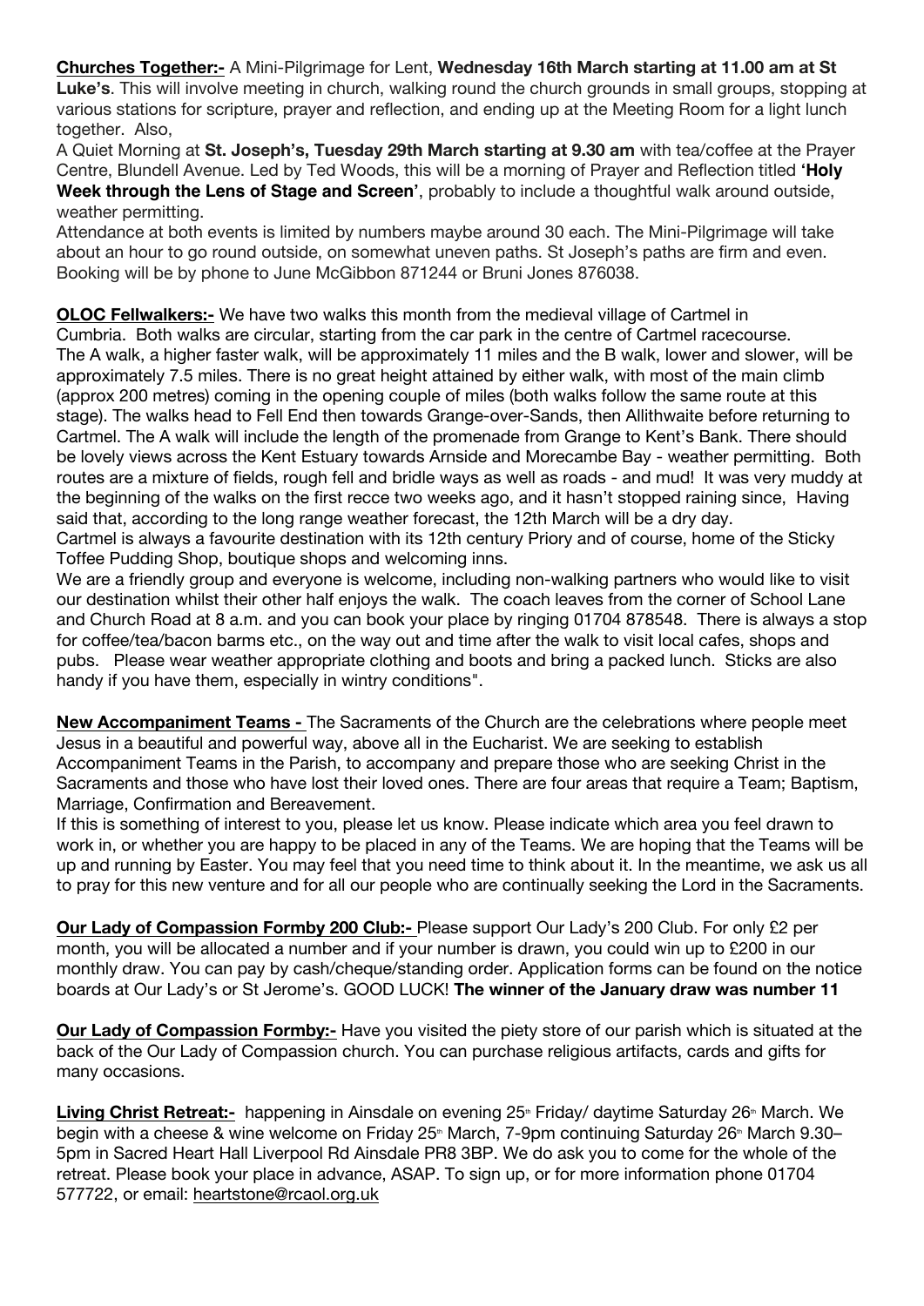**Churches Together:-** A Mini-Pilgrimage for Lent, **Wednesday 16th March starting at 11.00 am at St Luke's**. This will involve meeting in church, walking round the church grounds in small groups, stopping at various stations for scripture, prayer and reflection, and ending up at the Meeting Room for a light lunch together. Also,

A Quiet Morning at **St. Joseph's, Tuesday 29th March starting at 9.30 am** with tea/coffee at the Prayer Centre, Blundell Avenue. Led by Ted Woods, this will be a morning of Prayer and Reflection titled **'Holy Week through the Lens of Stage and Screen'**, probably to include a thoughtful walk around outside, weather permitting.

Attendance at both events is limited by numbers maybe around 30 each. The Mini-Pilgrimage will take about an hour to go round outside, on somewhat uneven paths. St Joseph's paths are firm and even. Booking will be by phone to June McGibbon 871244 or Bruni Jones 876038.

**OLOC Fellwalkers:-** We have two walks this month from the medieval village of Cartmel in Cumbria. Both walks are circular, starting from the car park in the centre of Cartmel racecourse. The A walk, a higher faster walk, will be approximately 11 miles and the B walk, lower and slower, will be approximately 7.5 miles. There is no great height attained by either walk, with most of the main climb (approx 200 metres) coming in the opening couple of miles (both walks follow the same route at this stage). The walks head to Fell End then towards Grange-over-Sands, then Allithwaite before returning to Cartmel. The A walk will include the length of the promenade from Grange to Kent's Bank. There should be lovely views across the Kent Estuary towards Arnside and Morecambe Bay - weather permitting. Both routes are a mixture of fields, rough fell and bridle ways as well as roads - and mud! It was very muddy at the beginning of the walks on the first recce two weeks ago, and it hasn't stopped raining since, Having said that, according to the long range weather forecast, the 12th March will be a dry day.

Cartmel is always a favourite destination with its 12th century Priory and of course, home of the Sticky Toffee Pudding Shop, boutique shops and welcoming inns.

We are a friendly group and everyone is welcome, including non-walking partners who would like to visit our destination whilst their other half enjoys the walk. The coach leaves from the corner of School Lane and Church Road at 8 a.m. and you can book your place by ringing 01704 878548. There is always a stop for coffee/tea/bacon barms etc., on the way out and time after the walk to visit local cafes, shops and pubs. Please wear weather appropriate clothing and boots and bring a packed lunch. Sticks are also handy if you have them, especially in wintry conditions".

**New Accompaniment Teams -** The Sacraments of the Church are the celebrations where people meet Jesus in a beautiful and powerful way, above all in the Eucharist. We are seeking to establish Accompaniment Teams in the Parish, to accompany and prepare those who are seeking Christ in the Sacraments and those who have lost their loved ones. There are four areas that require a Team; Baptism, Marriage, Confirmation and Bereavement.

If this is something of interest to you, please let us know. Please indicate which area you feel drawn to work in, or whether you are happy to be placed in any of the Teams. We are hoping that the Teams will be up and running by Easter. You may feel that you need time to think about it. In the meantime, we ask us all to pray for this new venture and for all our people who are continually seeking the Lord in the Sacraments.

**Our Lady of Compassion Formby 200 Club:-** Please support Our Lady's 200 Club. For only £2 per month, you will be allocated a number and if your number is drawn, you could win up to £200 in our monthly draw. You can pay by cash/cheque/standing order. Application forms can be found on the notice boards at Our Lady's or St Jerome's. GOOD LUCK! **The winner of the January draw was number 11**

**Our Lady of Compassion Formby:-** Have you visited the piety store of our parish which is situated at the back of the Our Lady of Compassion church. You can purchase religious artifacts, cards and gifts for many occasions.

**Living Christ Retreat:-** happening in Ainsdale on evening 25th Friday/ daytime Saturday 26th March. We begin with a cheese & wine welcome on Friday 25th March, 7-9pm continuing Saturday 26th March 9.30–5pm in Sacred Heart Hall Liverpool Rd Ainsdale PR8 3BP. We do ask you to come for the whole of the retreat. Please book your place in advance, ASAP. To sign up, or for more information phone 01704 577722, or email: heartstone@rcaol.org.uk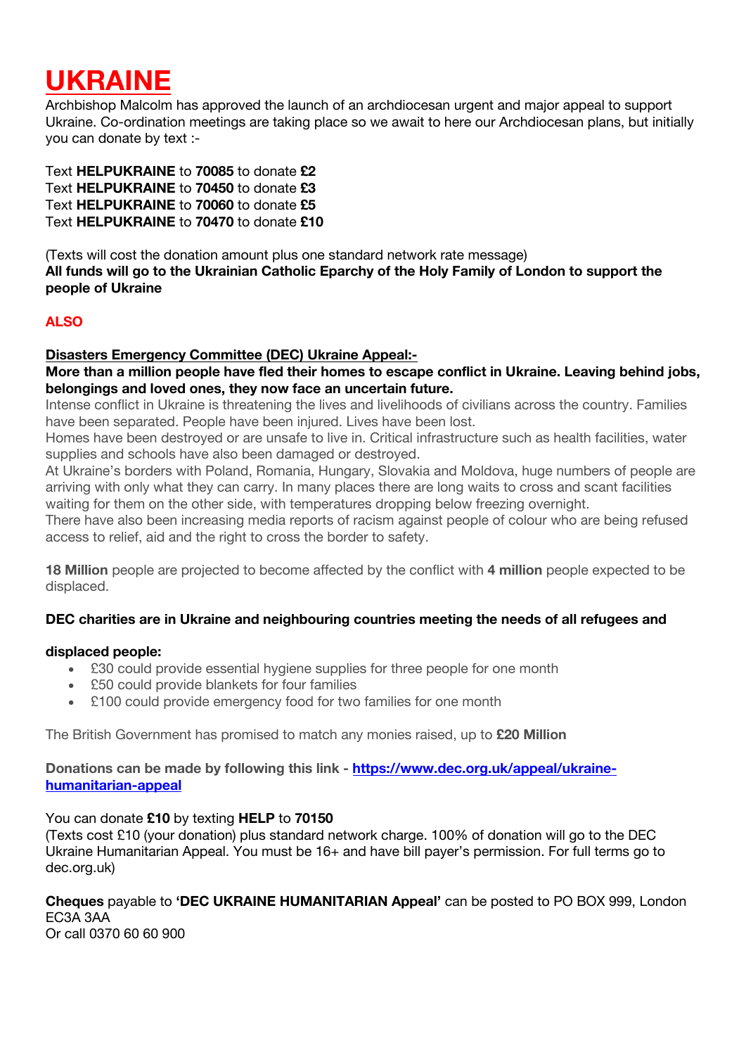# UKRAINE

Archbishop Malcolm has approved the launch of an archdiocesan urgent and major appeal to support Ukraine. Co-ordination meetings are taking place so we await to here our Archdiocesan plans, but initially you can donate by text :-

Text **HELPUKRAINE** to **70085** to donate **£2**
Text **HELPUKRAINE** to **70450** to donate **£3**
Text **HELPUKRAINE** to **70060** to donate **£5**
Text **HELPUKRAINE** to **70470** to donate **£10**

(Texts will cost the donation amount plus one standard network rate message)
**All funds will go to the Ukrainian Catholic Eparchy of the Holy Family of London to support the people of Ukraine**

**ALSO**

**Disasters Emergency Committee (DEC) Ukraine Appeal:-**

**More than a million people have fled their homes to escape conflict in Ukraine. Leaving behind jobs, belongings and loved ones, they now face an uncertain future.**

Intense conflict in Ukraine is threatening the lives and livelihoods of civilians across the country. Families have been separated. People have been injured. Lives have been lost.
Homes have been destroyed or are unsafe to live in. Critical infrastructure such as health facilities, water supplies and schools have also been damaged or destroyed.
At Ukraine's borders with Poland, Romania, Hungary, Slovakia and Moldova, huge numbers of people are arriving with only what they can carry. In many places there are long waits to cross and scant facilities waiting for them on the other side, with temperatures dropping below freezing overnight.
There have also been increasing media reports of racism against people of colour who are being refused access to relief, aid and the right to cross the border to safety.

**18 Million** people are projected to become affected by the conflict with **4 million** people expected to be displaced.

**DEC charities are in Ukraine and neighbouring countries meeting the needs of all refugees and displaced people:**

- £30 could provide essential hygiene supplies for three people for one month
- £50 could provide blankets for four families
- £100 could provide emergency food for two families for one month

The British Government has promised to match any monies raised, up to **£20 Million**

**Donations can be made by following this link - https://www.dec.org.uk/appeal/ukraine-humanitarian-appeal**

You can donate **£10** by texting **HELP** to **70150**
(Texts cost £10 (your donation) plus standard network charge. 100% of donation will go to the DEC Ukraine Humanitarian Appeal. You must be 16+ and have bill payer's permission. For full terms go to dec.org.uk)

**Cheques** payable to **'DEC UKRAINE HUMANITARIAN Appeal'** can be posted to PO BOX 999, London EC3A 3AA
Or call 0370 60 60 900